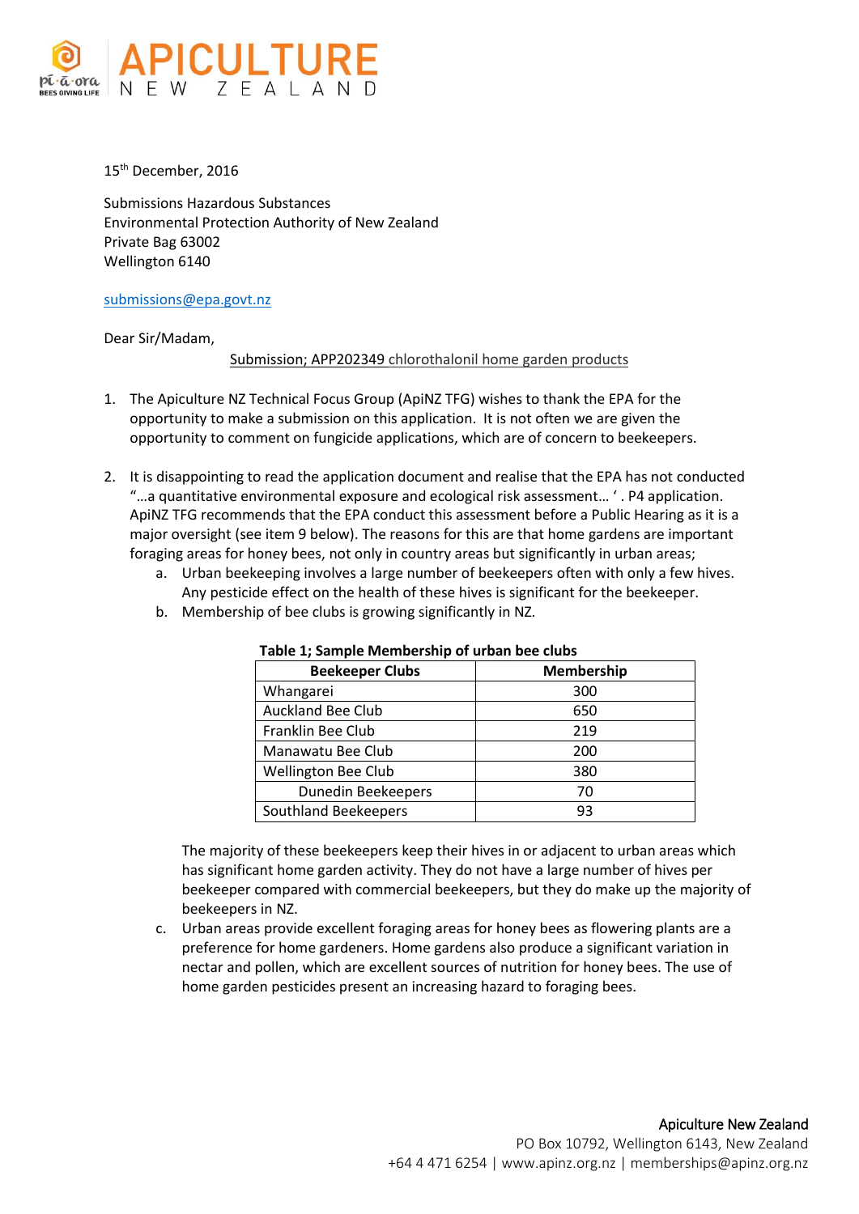APICULTURE NEW ZEALAND

pī-ā-ora BEES GIVING LIFE

15th December, 2016

Submissions Hazardous Substances
Environmental Protection Authority of New Zealand
Private Bag 63002
Wellington 6140

submissions@epa.govt.nz

Dear Sir/Madam,

Submission; APP202349 chlorothalonil home garden products

1. The Apiculture NZ Technical Focus Group (ApiNZ TFG) wishes to thank the EPA for the opportunity to make a submission on this application. It is not often we are given the opportunity to comment on fungicide applications, which are of concern to beekeepers.

2. It is disappointing to read the application document and realise that the EPA has not conducted "…a quantitative environmental exposure and ecological risk assessment… ' . P4 application. ApiNZ TFG recommends that the EPA conduct this assessment before a Public Hearing as it is a major oversight (see item 9 below). The reasons for this are that home gardens are important foraging areas for honey bees, not only in country areas but significantly in urban areas;
   a. Urban beekeeping involves a large number of beekeepers often with only a few hives. Any pesticide effect on the health of these hives is significant for the beekeeper.
   b. Membership of bee clubs is growing significantly in NZ.

**Table 1; Sample Membership of urban bee clubs**

| Beekeeper Clubs | Membership |
|---|---|
| Whangarei | 300 |
| Auckland Bee Club | 650 |
| Franklin Bee Club | 219 |
| Manawatu Bee Club | 200 |
| Wellington Bee Club | 380 |
| Dunedin Beekeepers | 70 |
| Southland Beekeepers | 93 |

   The majority of these beekeepers keep their hives in or adjacent to urban areas which has significant home garden activity. They do not have a large number of hives per beekeeper compared with commercial beekeepers, but they do make up the majority of beekeepers in NZ.

   c. Urban areas provide excellent foraging areas for honey bees as flowering plants are a preference for home gardeners. Home gardens also produce a significant variation in nectar and pollen, which are excellent sources of nutrition for honey bees. The use of home garden pesticides present an increasing hazard to foraging bees.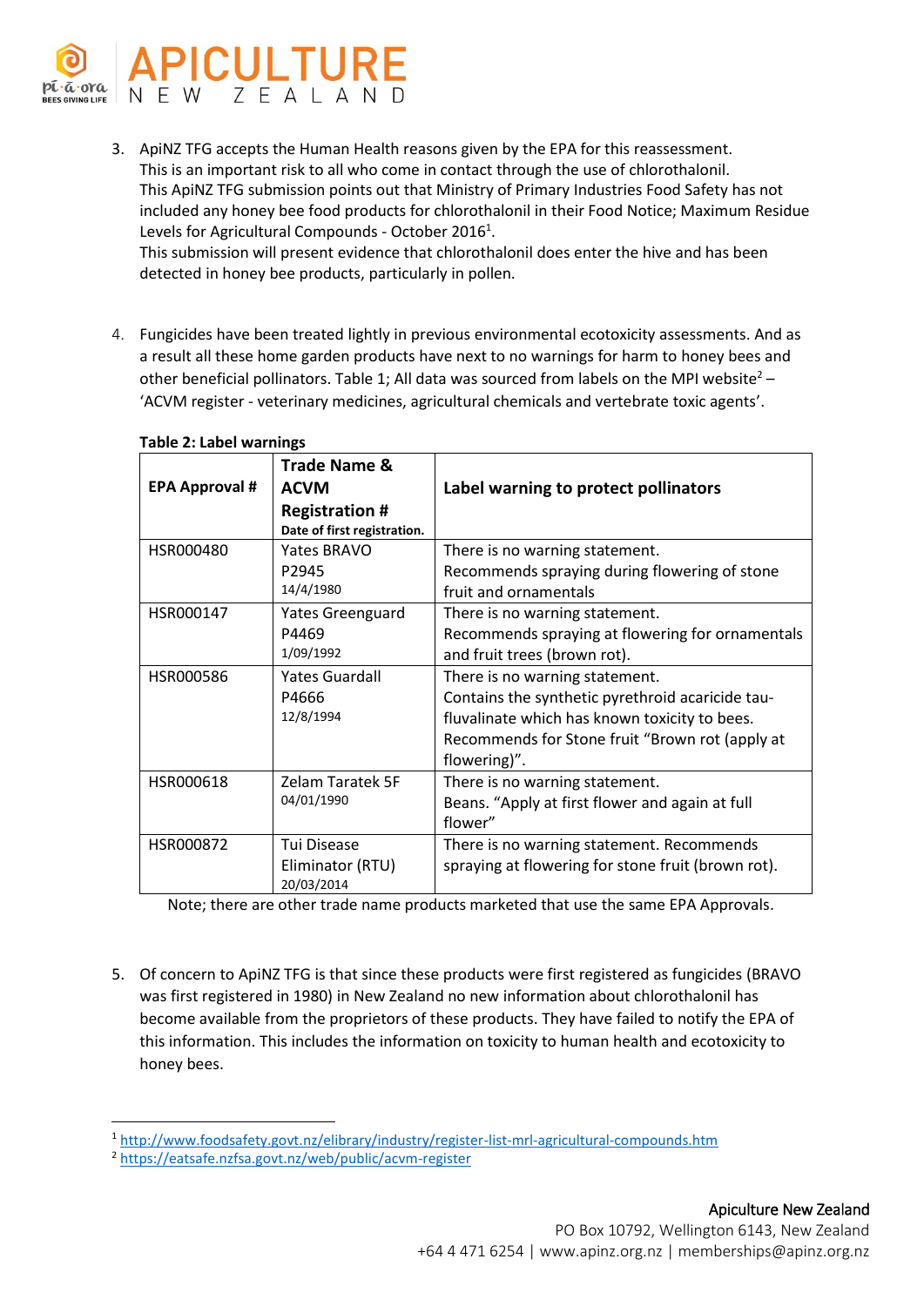3. ApiNZ TFG accepts the Human Health reasons given by the EPA for this reassessment. This is an important risk to all who come in contact through the use of chlorothalonil. This ApiNZ TFG submission points out that Ministry of Primary Industries Food Safety has not included any honey bee food products for chlorothalonil in their Food Notice; Maximum Residue Levels for Agricultural Compounds - October 2016[1].
   This submission will present evidence that chlorothalonil does enter the hive and has been detected in honey bee products, particularly in pollen.

4. Fungicides have been treated lightly in previous environmental ecotoxicity assessments. And as a result all these home garden products have next to no warnings for harm to honey bees and other beneficial pollinators. Table 1; All data was sourced from labels on the MPI website[2] – 'ACVM register - veterinary medicines, agricultural chemicals and vertebrate toxic agents'.

**Table 2: Label warnings**

| EPA Approval # | Trade Name & ACVM Registration # Date of first registration. | Label warning to protect pollinators |
|---|---|---|
| HSR000480 | Yates BRAVO P2945 14/4/1980 | There is no warning statement. Recommends spraying during flowering of stone fruit and ornamentals |
| HSR000147 | Yates Greenguard P4469 1/09/1992 | There is no warning statement. Recommends spraying at flowering for ornamentals and fruit trees (brown rot). |
| HSR000586 | Yates Guardall P4666 12/8/1994 | There is no warning statement. Contains the synthetic pyrethroid acaricide tau-fluvalinate which has known toxicity to bees. Recommends for Stone fruit "Brown rot (apply at flowering)". |
| HSR000618 | Zelam Taratek 5F 04/01/1990 | There is no warning statement. Beans. "Apply at first flower and again at full flower" |
| HSR000872 | Tui Disease Eliminator (RTU) 20/03/2014 | There is no warning statement. Recommends spraying at flowering for stone fruit (brown rot). |

Note; there are other trade name products marketed that use the same EPA Approvals.

5. Of concern to ApiNZ TFG is that since these products were first registered as fungicides (BRAVO was first registered in 1980) in New Zealand no new information about chlorothalonil has become available from the proprietors of these products. They have failed to notify the EPA of this information. This includes the information on toxicity to human health and ecotoxicity to honey bees.

---

[1] http://www.foodsafety.govt.nz/elibrary/industry/register-list-mrl-agricultural-compounds.htm

[2] https://eatsafe.nzfsa.govt.nz/web/public/acvm-register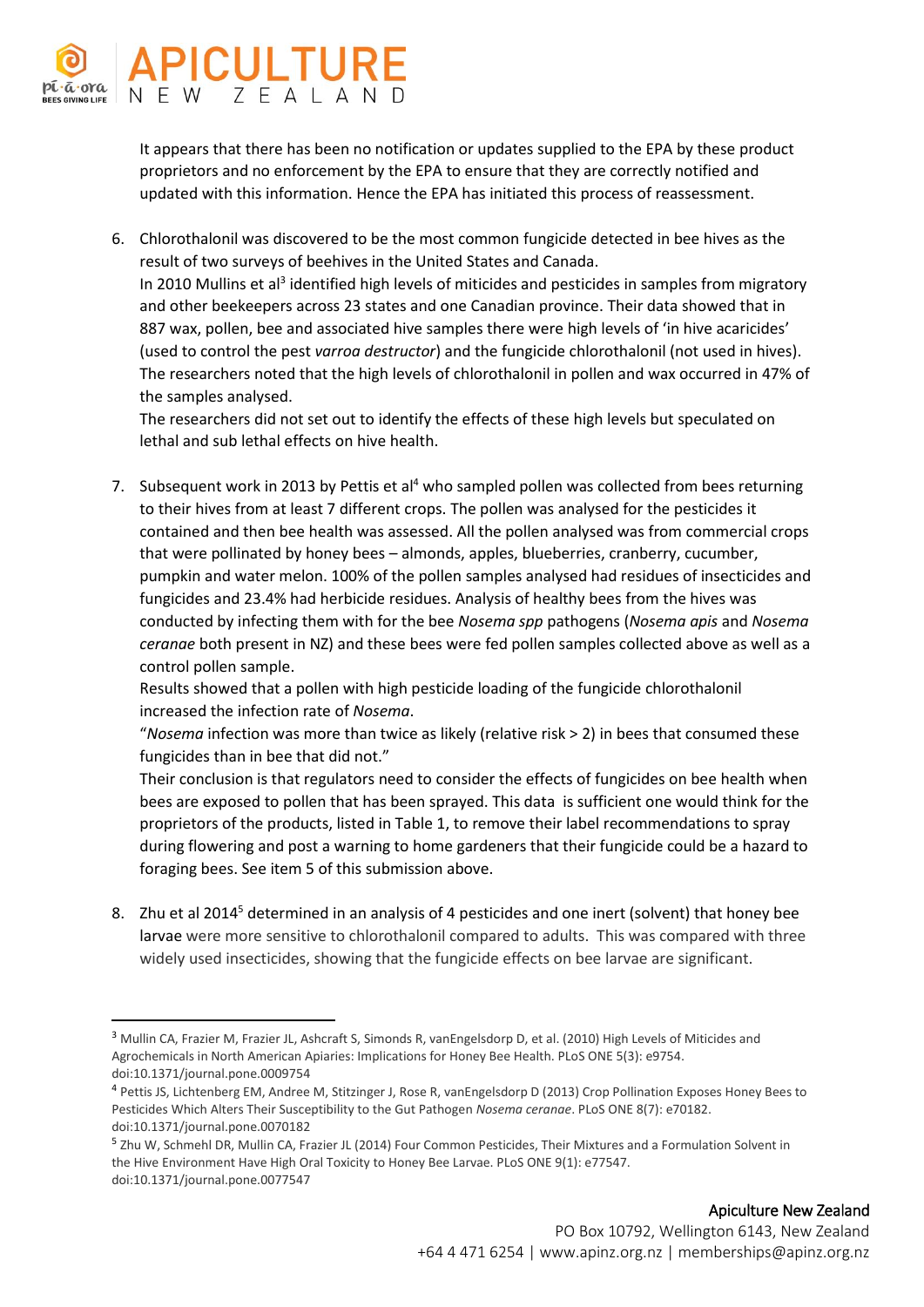It appears that there has been no notification or updates supplied to the EPA by these product proprietors and no enforcement by the EPA to ensure that they are correctly notified and updated with this information. Hence the EPA has initiated this process of reassessment.

6. Chlorothalonil was discovered to be the most common fungicide detected in bee hives as the result of two surveys of beehives in the United States and Canada.
   In 2010 Mullins et al[3] identified high levels of miticides and pesticides in samples from migratory and other beekeepers across 23 states and one Canadian province. Their data showed that in 887 wax, pollen, bee and associated hive samples there were high levels of 'in hive acaricides' (used to control the pest *varroa destructor*) and the fungicide chlorothalonil (not used in hives). The researchers noted that the high levels of chlorothalonil in pollen and wax occurred in 47% of the samples analysed.
   The researchers did not set out to identify the effects of these high levels but speculated on lethal and sub lethal effects on hive health.

7. Subsequent work in 2013 by Pettis et al[4] who sampled pollen was collected from bees returning to their hives from at least 7 different crops. The pollen was analysed for the pesticides it contained and then bee health was assessed. All the pollen analysed was from commercial crops that were pollinated by honey bees – almonds, apples, blueberries, cranberry, cucumber, pumpkin and water melon. 100% of the pollen samples analysed had residues of insecticides and fungicides and 23.4% had herbicide residues. Analysis of healthy bees from the hives was conducted by infecting them with for the bee *Nosema spp* pathogens (*Nosema apis* and *Nosema ceranae* both present in NZ) and these bees were fed pollen samples collected above as well as a control pollen sample.
   Results showed that a pollen with high pesticide loading of the fungicide chlorothalonil increased the infection rate of *Nosema*.
   "*Nosema* infection was more than twice as likely (relative risk > 2) in bees that consumed these fungicides than in bee that did not."
   Their conclusion is that regulators need to consider the effects of fungicides on bee health when bees are exposed to pollen that has been sprayed. This data is sufficient one would think for the proprietors of the products, listed in Table 1, to remove their label recommendations to spray during flowering and post a warning to home gardeners that their fungicide could be a hazard to foraging bees. See item 5 of this submission above.

8. Zhu et al 2014[5] determined in an analysis of 4 pesticides and one inert (solvent) that honey bee larvae were more sensitive to chlorothalonil compared to adults. This was compared with three widely used insecticides, showing that the fungicide effects on bee larvae are significant.

---

[3] Mullin CA, Frazier M, Frazier JL, Ashcraft S, Simonds R, vanEngelsdorp D, et al. (2010) High Levels of Miticides and Agrochemicals in North American Apiaries: Implications for Honey Bee Health. PLoS ONE 5(3): e9754. doi:10.1371/journal.pone.0009754

[4] Pettis JS, Lichtenberg EM, Andree M, Stitzinger J, Rose R, vanEngelsdorp D (2013) Crop Pollination Exposes Honey Bees to Pesticides Which Alters Their Susceptibility to the Gut Pathogen *Nosema ceranae*. PLoS ONE 8(7): e70182. doi:10.1371/journal.pone.0070182

[5] Zhu W, Schmehl DR, Mullin CA, Frazier JL (2014) Four Common Pesticides, Their Mixtures and a Formulation Solvent in the Hive Environment Have High Oral Toxicity to Honey Bee Larvae. PLoS ONE 9(1): e77547. doi:10.1371/journal.pone.0077547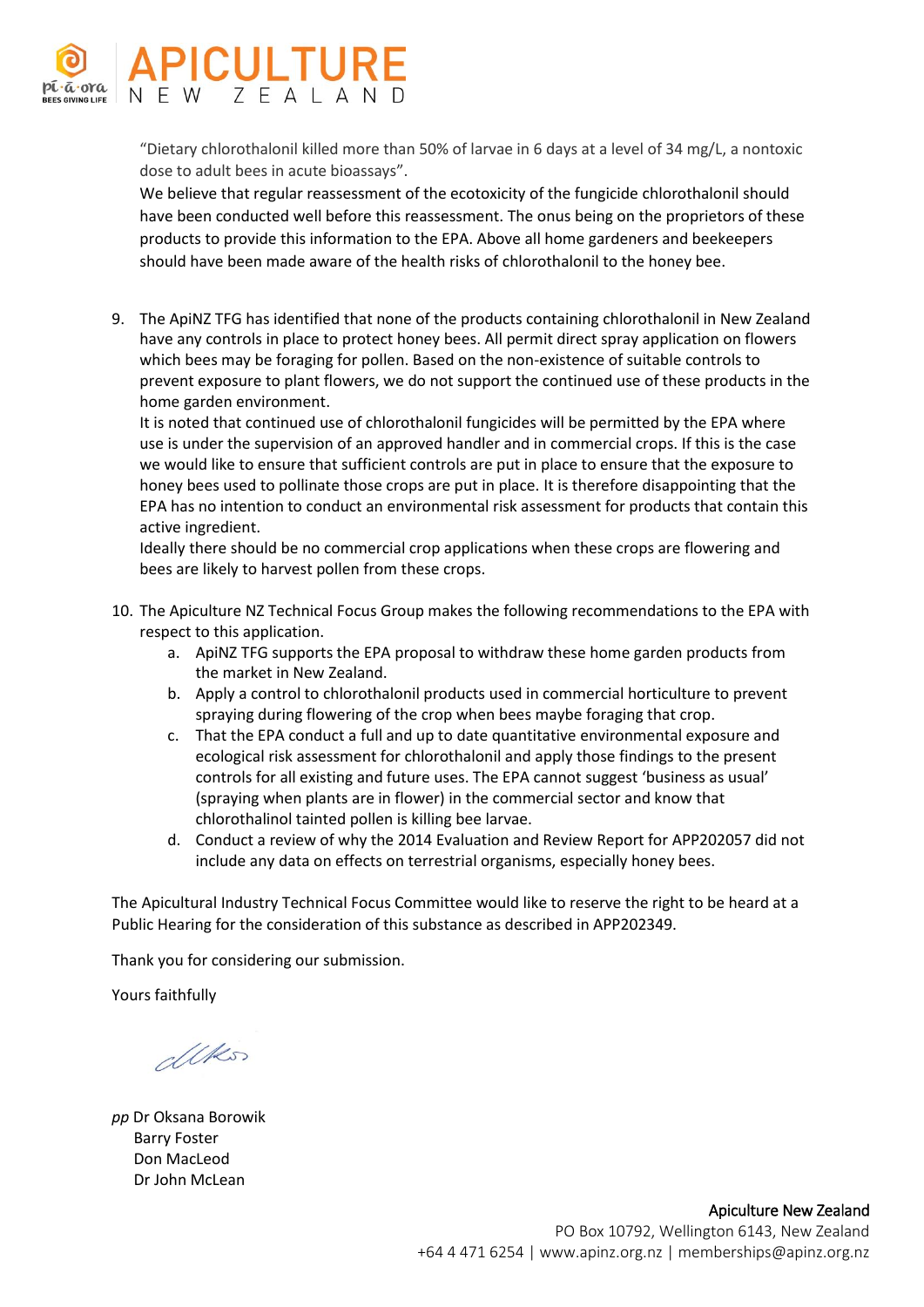"Dietary chlorothalonil killed more than 50% of larvae in 6 days at a level of 34 mg/L, a nontoxic dose to adult bees in acute bioassays".

We believe that regular reassessment of the ecotoxicity of the fungicide chlorothalonil should have been conducted well before this reassessment. The onus being on the proprietors of these products to provide this information to the EPA. Above all home gardeners and beekeepers should have been made aware of the health risks of chlorothalonil to the honey bee.

9. The ApiNZ TFG has identified that none of the products containing chlorothalonil in New Zealand have any controls in place to protect honey bees. All permit direct spray application on flowers which bees may be foraging for pollen. Based on the non-existence of suitable controls to prevent exposure to plant flowers, we do not support the continued use of these products in the home garden environment.
   It is noted that continued use of chlorothalonil fungicides will be permitted by the EPA where use is under the supervision of an approved handler and in commercial crops. If this is the case we would like to ensure that sufficient controls are put in place to ensure that the exposure to honey bees used to pollinate those crops are put in place. It is therefore disappointing that the EPA has no intention to conduct an environmental risk assessment for products that contain this active ingredient.
   Ideally there should be no commercial crop applications when these crops are flowering and bees are likely to harvest pollen from these crops.

10. The Apiculture NZ Technical Focus Group makes the following recommendations to the EPA with respect to this application.
    a. ApiNZ TFG supports the EPA proposal to withdraw these home garden products from the market in New Zealand.
    b. Apply a control to chlorothalonil products used in commercial horticulture to prevent spraying during flowering of the crop when bees maybe foraging that crop.
    c. That the EPA conduct a full and up to date quantitative environmental exposure and ecological risk assessment for chlorothalonil and apply those findings to the present controls for all existing and future uses. The EPA cannot suggest 'business as usual' (spraying when plants are in flower) in the commercial sector and know that chlorothalinol tainted pollen is killing bee larvae.
    d. Conduct a review of why the 2014 Evaluation and Review Report for APP202057 did not include any data on effects on terrestrial organisms, especially honey bees.

The Apicultural Industry Technical Focus Committee would like to reserve the right to be heard at a Public Hearing for the consideration of this substance as described in APP202349.

Thank you for considering our submission.

Yours faithfully

*pp* Dr Oksana Borowik
Barry Foster
Don MacLeod
Dr John McLean

Apiculture New Zealand
PO Box 10792, Wellington 6143, New Zealand
+64 4 471 6254 | www.apinz.org.nz | memberships@apinz.org.nz